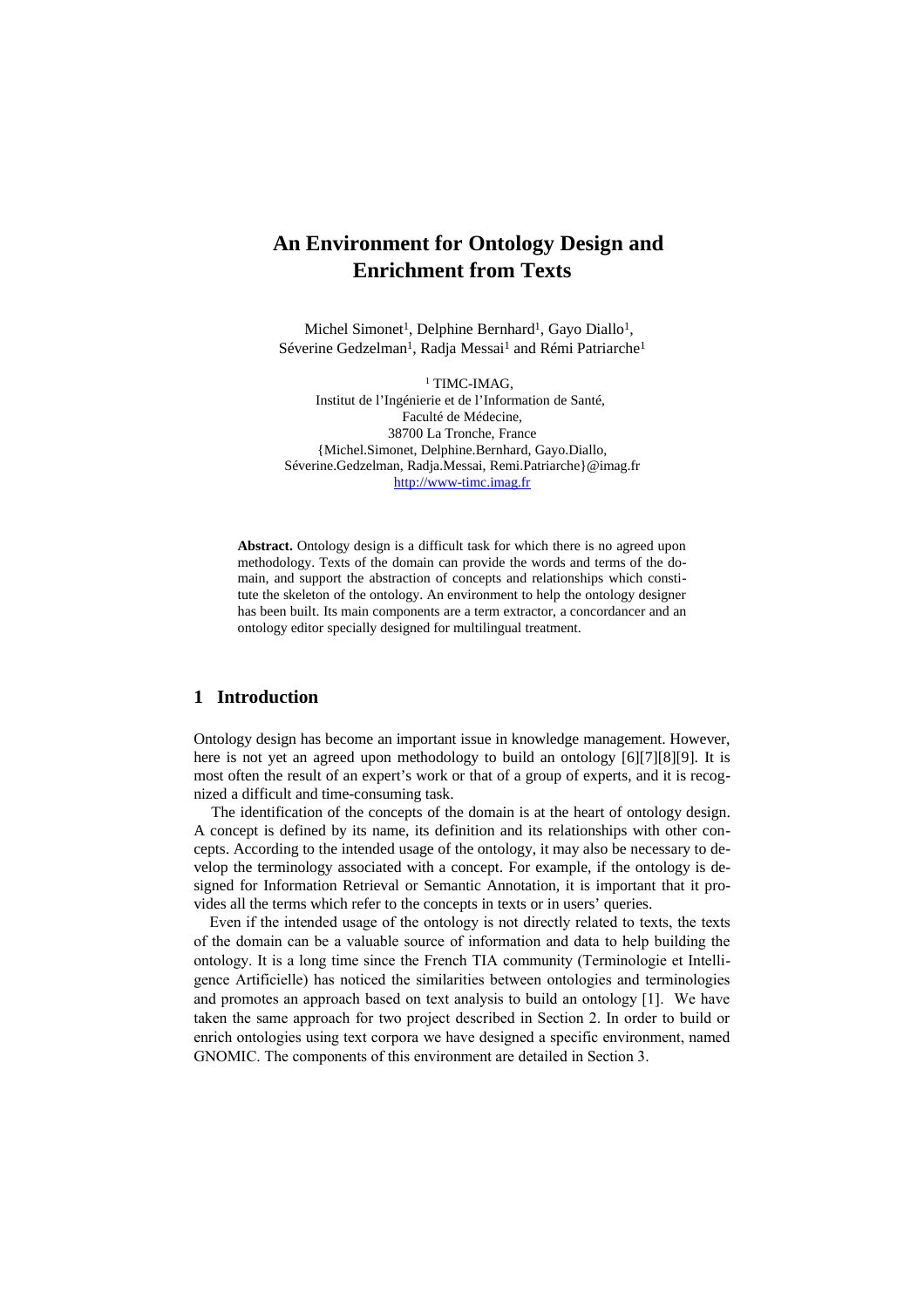# An Environment for Ontology Design and Enrichment from Texts

Michel Simonet[1], Delphine Bernhard[1], Gayo Diallo[1], Séverine Gedzelman[1], Radja Messai[1] and Rémi Patriarche[1]

[1] TIMC-IMAG,
Institut de l'Ingénierie et de l'Information de Santé,
Faculté de Médecine,
38700 La Tronche, France
{Michel.Simonet, Delphine.Bernhard, Gayo.Diallo, Séverine.Gedzelman, Radja.Messai, Remi.Patriarche}@imag.fr
http://www-timc.imag.fr

**Abstract.** Ontology design is a difficult task for which there is no agreed upon methodology. Texts of the domain can provide the words and terms of the domain, and support the abstraction of concepts and relationships which constitute the skeleton of the ontology. An environment to help the ontology designer has been built. Its main components are a term extractor, a concordancer and an ontology editor specially designed for multilingual treatment.

## 1 Introduction

Ontology design has become an important issue in knowledge management. However, here is not yet an agreed upon methodology to build an ontology [6][7][8][9]. It is most often the result of an expert's work or that of a group of experts, and it is recognized a difficult and time-consuming task.

The identification of the concepts of the domain is at the heart of ontology design. A concept is defined by its name, its definition and its relationships with other concepts. According to the intended usage of the ontology, it may also be necessary to develop the terminology associated with a concept. For example, if the ontology is designed for Information Retrieval or Semantic Annotation, it is important that it provides all the terms which refer to the concepts in texts or in users' queries.

Even if the intended usage of the ontology is not directly related to texts, the texts of the domain can be a valuable source of information and data to help building the ontology. It is a long time since the French TIA community (Terminologie et Intelligence Artificielle) has noticed the similarities between ontologies and terminologies and promotes an approach based on text analysis to build an ontology [1]. We have taken the same approach for two project described in Section 2. In order to build or enrich ontologies using text corpora we have designed a specific environment, named GNOMIC. The components of this environment are detailed in Section 3.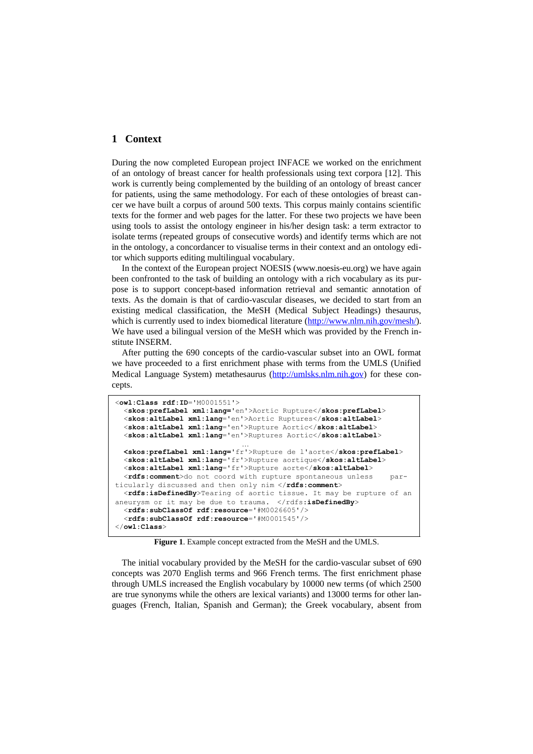## 1 Context

During the now completed European project INFACE we worked on the enrichment of an ontology of breast cancer for health professionals using text corpora [12]. This work is currently being complemented by the building of an ontology of breast cancer for patients, using the same methodology. For each of these ontologies of breast cancer we have built a corpus of around 500 texts. This corpus mainly contains scientific texts for the former and web pages for the latter. For these two projects we have been using tools to assist the ontology engineer in his/her design task: a term extractor to isolate terms (repeated groups of consecutive words) and identify terms which are not in the ontology, a concordancer to visualise terms in their context and an ontology editor which supports editing multilingual vocabulary.

In the context of the European project NOESIS (www.noesis-eu.org) we have again been confronted to the task of building an ontology with a rich vocabulary as its purpose is to support concept-based information retrieval and semantic annotation of texts. As the domain is that of cardio-vascular diseases, we decided to start from an existing medical classification, the MeSH (Medical Subject Headings) thesaurus, which is currently used to index biomedical literature (http://www.nlm.nih.gov/mesh/). We have used a bilingual version of the MeSH which was provided by the French institute INSERM.

After putting the 690 concepts of the cardio-vascular subset into an OWL format we have proceeded to a first enrichment phase with terms from the UMLS (Unified Medical Language System) metathesaurus (http://umlsks.nlm.nih.gov) for these concepts.

```
<owl:Class rdf:ID='M0001551'>
  <skos:prefLabel xml:lang='en'>Aortic Rupture</skos:prefLabel>
  <skos:altLabel xml:lang='en'>Aortic Ruptures</skos:altLabel>
  <skos:altLabel xml:lang='en'>Rupture Aortic</skos:altLabel>
  <skos:altLabel xml:lang='en'>Ruptures Aortic</skos:altLabel>
                              …
  <skos:prefLabel xml:lang='fr'>Rupture de l'aorte</skos:prefLabel>
  <skos:altLabel xml:lang='fr'>Rupture aortique</skos:altLabel>
  <skos:altLabel xml:lang='fr'>Rupture aorte</skos:altLabel>
  <rdfs:comment>do not coord with rupture spontaneous unless    par-
ticularly discussed and then only nim </rdfs:comment>
  <rdfs:isDefinedBy>Tearing of aortic tissue. It may be rupture of an
aneurysm or it may be due to trauma. </rdfs:isDefinedBy>
  <rdfs:subClassOf rdf:resource='#M0026605'/>
  <rdfs:subClassOf rdf:resource='#M0001545'/>
</owl:Class>
```

**Figure 1**. Example concept extracted from the MeSH and the UMLS.

The initial vocabulary provided by the MeSH for the cardio-vascular subset of 690 concepts was 2070 English terms and 966 French terms. The first enrichment phase through UMLS increased the English vocabulary by 10000 new terms (of which 2500 are true synonyms while the others are lexical variants) and 13000 terms for other languages (French, Italian, Spanish and German); the Greek vocabulary, absent from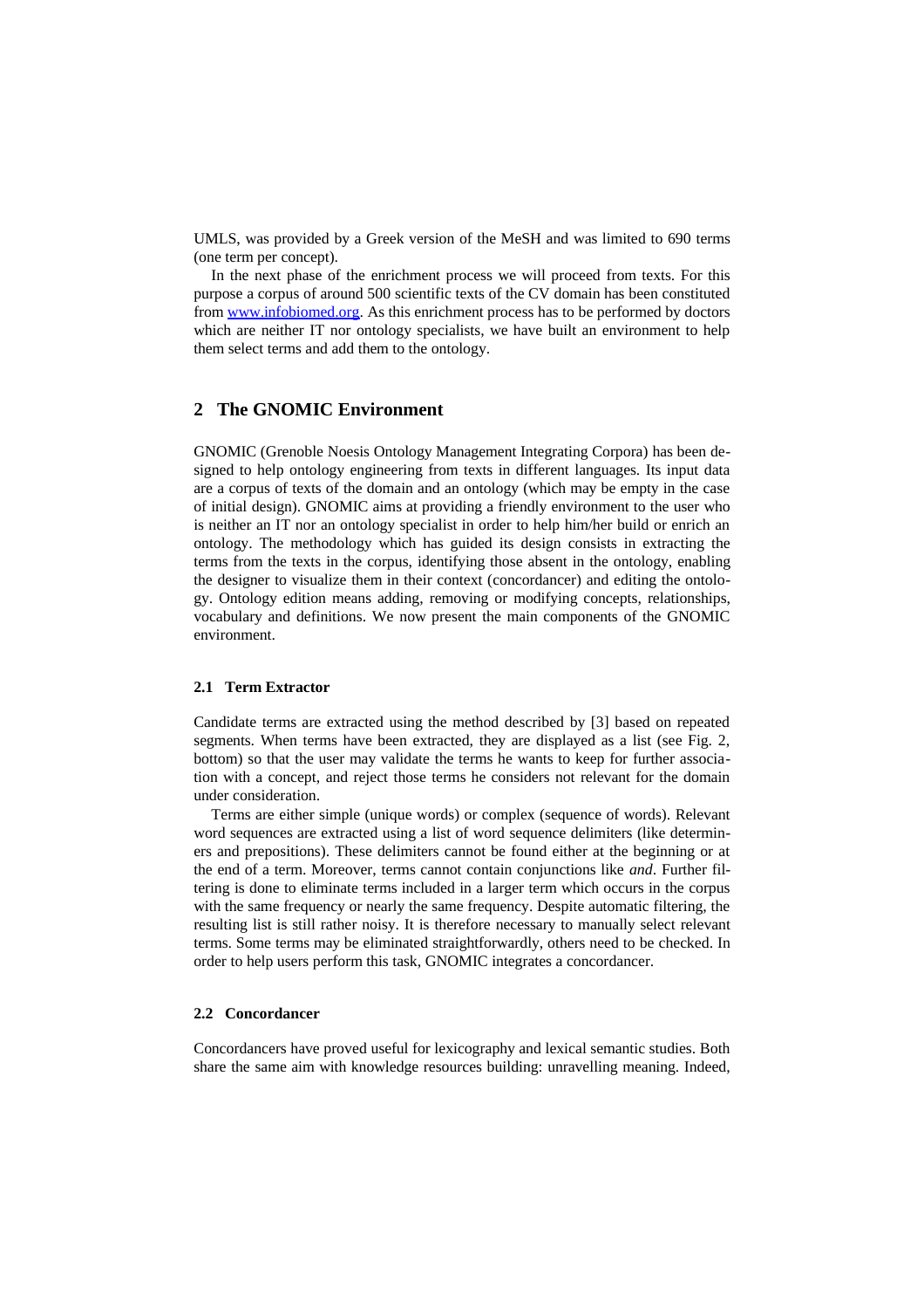UMLS, was provided by a Greek version of the MeSH and was limited to 690 terms (one term per concept).

In the next phase of the enrichment process we will proceed from texts. For this purpose a corpus of around 500 scientific texts of the CV domain has been constituted from [www.infobiomed.org](www.infobiomed.org). As this enrichment process has to be performed by doctors which are neither IT nor ontology specialists, we have built an environment to help them select terms and add them to the ontology.

## 2 The GNOMIC Environment

GNOMIC (Grenoble Noesis Ontology Management Integrating Corpora) has been designed to help ontology engineering from texts in different languages. Its input data are a corpus of texts of the domain and an ontology (which may be empty in the case of initial design). GNOMIC aims at providing a friendly environment to the user who is neither an IT nor an ontology specialist in order to help him/her build or enrich an ontology. The methodology which has guided its design consists in extracting the terms from the texts in the corpus, identifying those absent in the ontology, enabling the designer to visualize them in their context (concordancer) and editing the ontology. Ontology edition means adding, removing or modifying concepts, relationships, vocabulary and definitions. We now present the main components of the GNOMIC environment.

### 2.1 Term Extractor

Candidate terms are extracted using the method described by [3] based on repeated segments. When terms have been extracted, they are displayed as a list (see Fig. 2, bottom) so that the user may validate the terms he wants to keep for further association with a concept, and reject those terms he considers not relevant for the domain under consideration.

Terms are either simple (unique words) or complex (sequence of words). Relevant word sequences are extracted using a list of word sequence delimiters (like determiners and prepositions). These delimiters cannot be found either at the beginning or at the end of a term. Moreover, terms cannot contain conjunctions like *and*. Further filtering is done to eliminate terms included in a larger term which occurs in the corpus with the same frequency or nearly the same frequency. Despite automatic filtering, the resulting list is still rather noisy. It is therefore necessary to manually select relevant terms. Some terms may be eliminated straightforwardly, others need to be checked. In order to help users perform this task, GNOMIC integrates a concordancer.

### 2.2 Concordancer

Concordancers have proved useful for lexicography and lexical semantic studies. Both share the same aim with knowledge resources building: unravelling meaning. Indeed,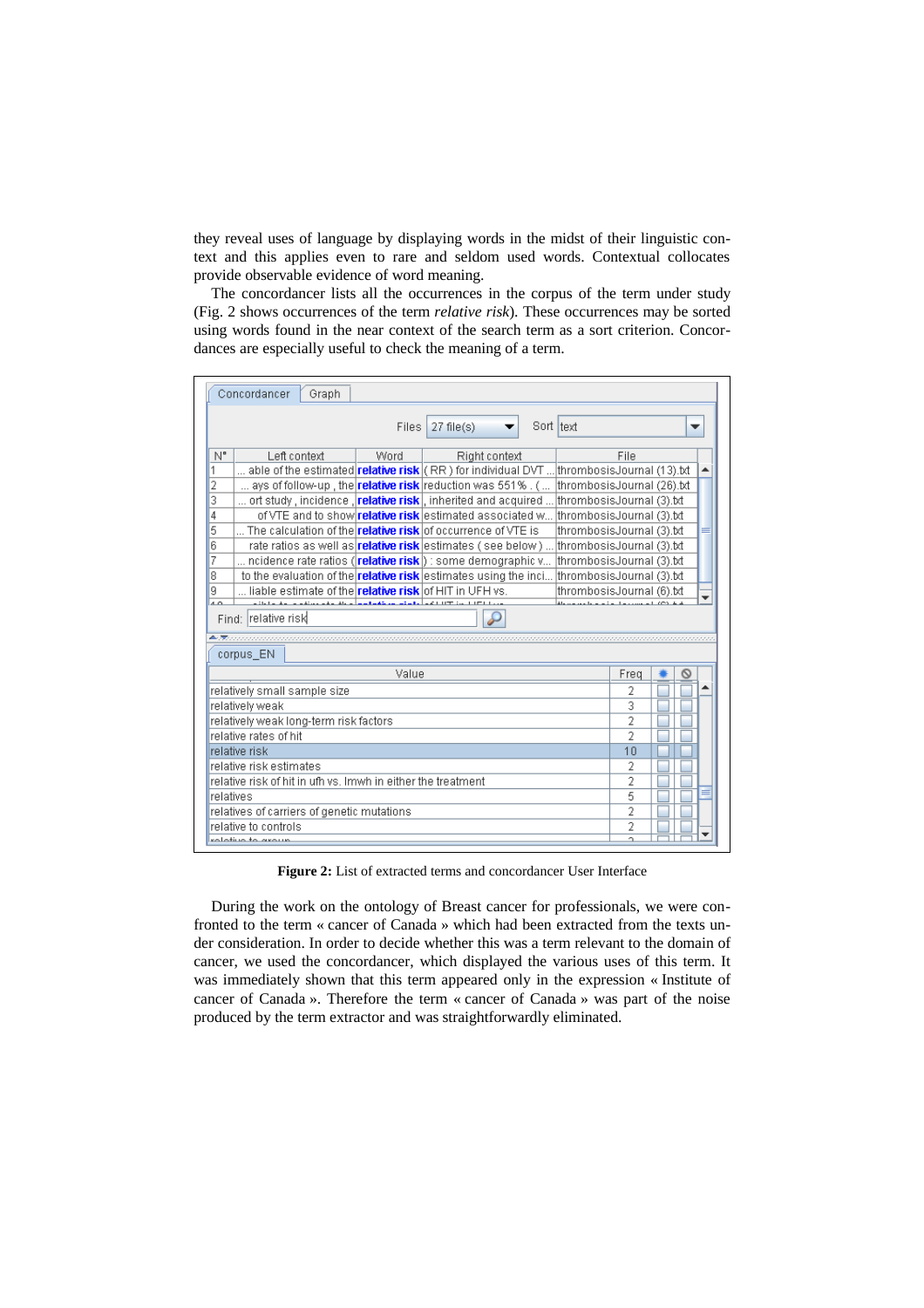they reveal uses of language by displaying words in the midst of their linguistic context and this applies even to rare and seldom used words. Contextual collocates provide observable evidence of word meaning.

The concordancer lists all the occurrences in the corpus of the term under study (Fig. 2 shows occurrences of the term *relative risk*). These occurrences may be sorted using words found in the near context of the search term as a sort criterion. Concordances are especially useful to check the meaning of a term.

**Figure 2:** List of extracted terms and concordancer User Interface

During the work on the ontology of Breast cancer for professionals, we were confronted to the term « cancer of Canada » which had been extracted from the texts under consideration. In order to decide whether this was a term relevant to the domain of cancer, we used the concordancer, which displayed the various uses of this term. It was immediately shown that this term appeared only in the expression « Institute of cancer of Canada ». Therefore the term « cancer of Canada » was part of the noise produced by the term extractor and was straightforwardly eliminated.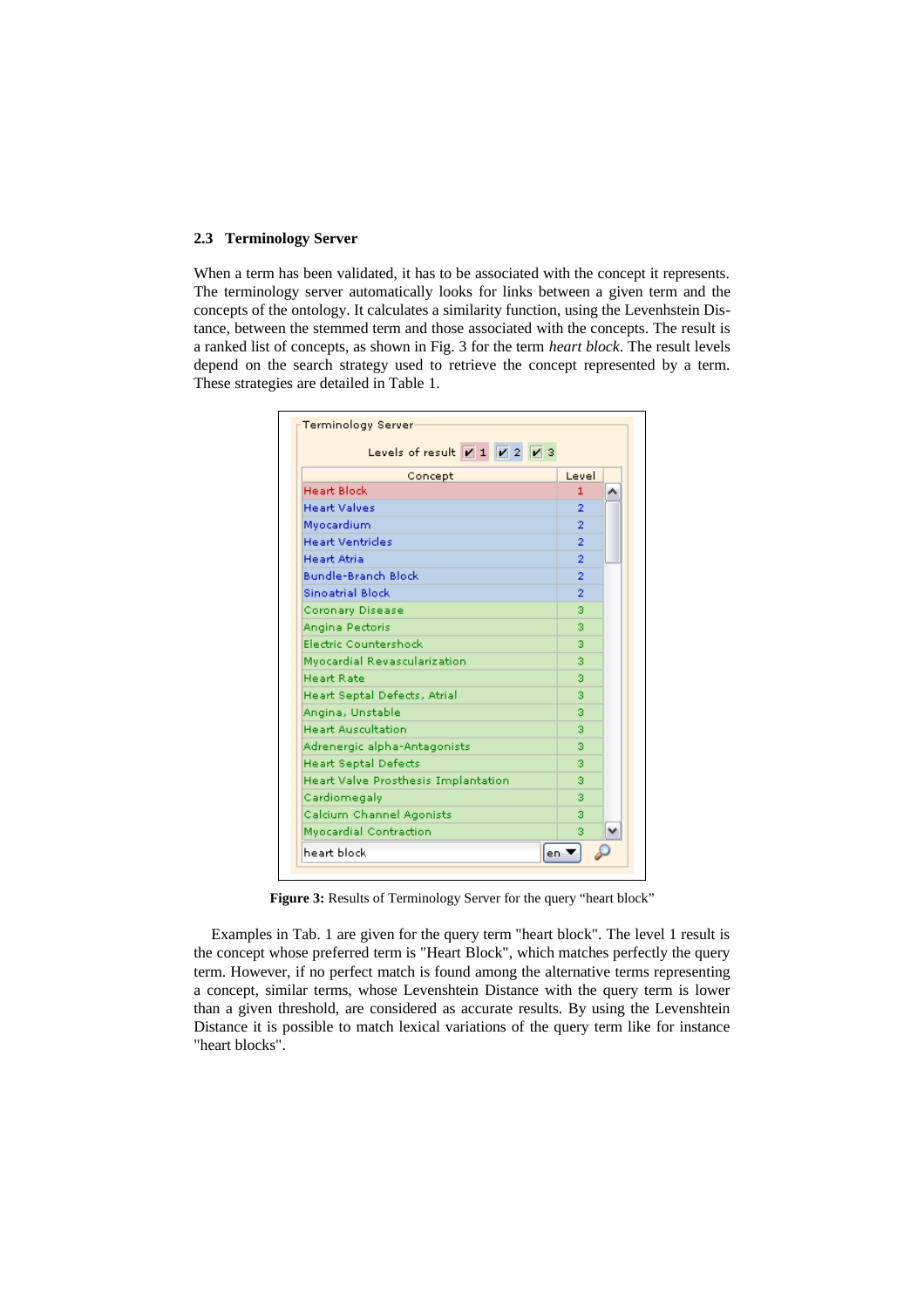### 2.3 Terminology Server

When a term has been validated, it has to be associated with the concept it represents. The terminology server automatically looks for links between a given term and the concepts of the ontology. It calculates a similarity function, using the Levenhstein Distance, between the stemmed term and those associated with the concepts. The result is a ranked list of concepts, as shown in Fig. 3 for the term *heart block*. The result levels depend on the search strategy used to retrieve the concept represented by a term. These strategies are detailed in Table 1.

Terminology Server

Levels of result: 1, 2, 3

| Concept | Level |
|---|---|
| Heart Block | 1 |
| Heart Valves | 2 |
| Myocardium | 2 |
| Heart Ventricles | 2 |
| Heart Atria | 2 |
| Bundle-Branch Block | 2 |
| Sinoatrial Block | 2 |
| Coronary Disease | 3 |
| Angina Pectoris | 3 |
| Electric Countershock | 3 |
| Myocardial Revascularization | 3 |
| Heart Rate | 3 |
| Heart Septal Defects, Atrial | 3 |
| Angina, Unstable | 3 |
| Heart Auscultation | 3 |
| Adrenergic alpha-Antagonists | 3 |
| Heart Septal Defects | 3 |
| Heart Valve Prosthesis Implantation | 3 |
| Cardiomegaly | 3 |
| Calcium Channel Agonists | 3 |
| Myocardial Contraction | 3 |

heart block | en

**Figure 3:** Results of Terminology Server for the query "heart block"

Examples in Tab. 1 are given for the query term "heart block". The level 1 result is the concept whose preferred term is "Heart Block", which matches perfectly the query term. However, if no perfect match is found among the alternative terms representing a concept, similar terms, whose Levenshtein Distance with the query term is lower than a given threshold, are considered as accurate results. By using the Levenshtein Distance it is possible to match lexical variations of the query term like for instance "heart blocks".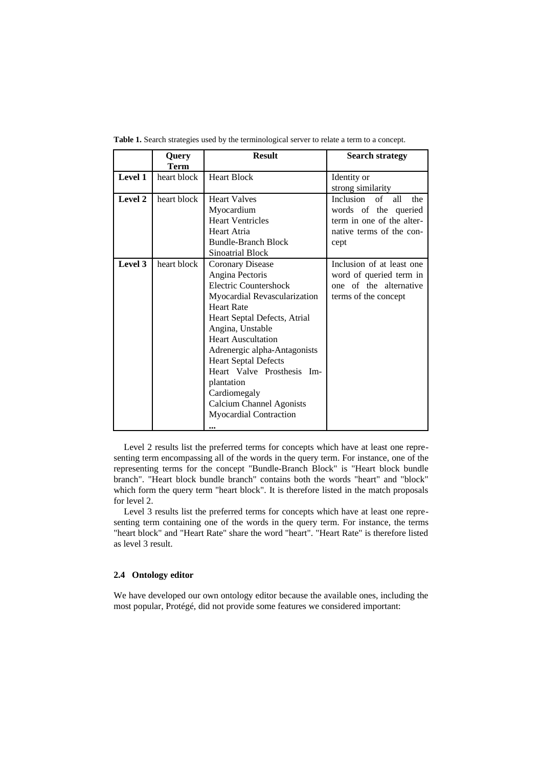**Table 1.** Search strategies used by the terminological server to relate a term to a concept.

| | Query Term | Result | Search strategy |
|---|---|---|---|
| **Level 1** | heart block | Heart Block | Identity or strong similarity |
| **Level 2** | heart block | Heart Valves<br>Myocardium<br>Heart Ventricles<br>Heart Atria<br>Bundle-Branch Block<br>Sinoatrial Block | Inclusion of all the words of the queried term in one of the alternative terms of the concept |
| **Level 3** | heart block | Coronary Disease<br>Angina Pectoris<br>Electric Countershock<br>Myocardial Revascularization<br>Heart Rate<br>Heart Septal Defects, Atrial<br>Angina, Unstable<br>Heart Auscultation<br>Adrenergic alpha-Antagonists<br>Heart Septal Defects<br>Heart Valve Prosthesis Implantation<br>Cardiomegaly<br>Calcium Channel Agonists<br>Myocardial Contraction<br>... | Inclusion of at least one word of queried term in one of the alternative terms of the concept |

Level 2 results list the preferred terms for concepts which have at least one representing term encompassing all of the words in the query term. For instance, one of the representing terms for the concept "Bundle-Branch Block" is "Heart block bundle branch". "Heart block bundle branch" contains both the words "heart" and "block" which form the query term "heart block". It is therefore listed in the match proposals for level 2.

Level 3 results list the preferred terms for concepts which have at least one representing term containing one of the words in the query term. For instance, the terms "heart block" and "Heart Rate" share the word "heart". "Heart Rate" is therefore listed as level 3 result.

### 2.4 Ontology editor

We have developed our own ontology editor because the available ones, including the most popular, Protégé, did not provide some features we considered important: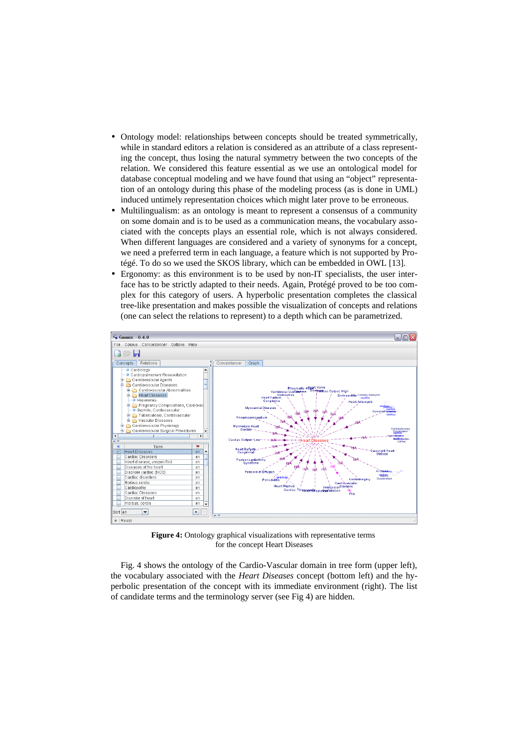- Ontology model: relationships between concepts should be treated symmetrically, while in standard editors a relation is considered as an attribute of a class representing the concept, thus losing the natural symmetry between the two concepts of the relation. We considered this feature essential as we use an ontological model for database conceptual modeling and we have found that using an "object" representation of an ontology during this phase of the modeling process (as is done in UML) induced untimely representation choices which might later prove to be erroneous.
- Multilingualism: as an ontology is meant to represent a consensus of a community on some domain and is to be used as a communication means, the vocabulary associated with the concepts plays an essential role, which is not always considered. When different languages are considered and a variety of synonyms for a concept, we need a preferred term in each language, a feature which is not supported by Protégé. To do so we used the SKOS library, which can be embedded in OWL [13].
- Ergonomy: as this environment is to be used by non-IT specialists, the user interface has to be strictly adapted to their needs. Again, Protégé proved to be too complex for this category of users. A hyperbolic presentation completes the classical tree-like presentation and makes possible the visualization of concepts and relations (one can select the relations to represent) to a depth which can be parametrized.

**Figure 4:** Ontology graphical visualizations with representative terms for the concept Heart Diseases

Fig. 4 shows the ontology of the Cardio-Vascular domain in tree form (upper left), the vocabulary associated with the *Heart Diseases* concept (bottom left) and the hyperbolic presentation of the concept with its immediate environment (right). The list of candidate terms and the terminology server (see Fig 4) are hidden.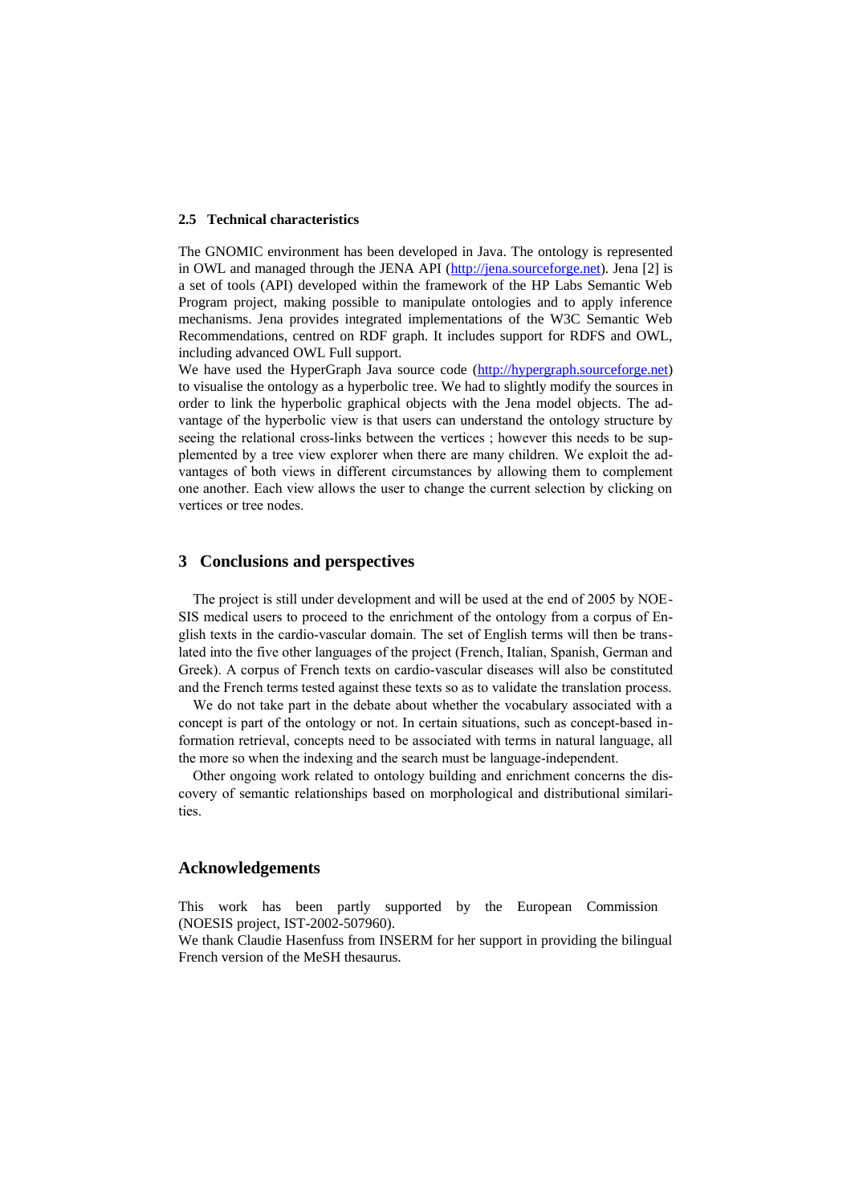### 2.5 Technical characteristics

The GNOMIC environment has been developed in Java. The ontology is represented in OWL and managed through the JENA API (http://jena.sourceforge.net). Jena [2] is a set of tools (API) developed within the framework of the HP Labs Semantic Web Program project, making possible to manipulate ontologies and to apply inference mechanisms. Jena provides integrated implementations of the W3C Semantic Web Recommendations, centred on RDF graph. It includes support for RDFS and OWL, including advanced OWL Full support.

We have used the HyperGraph Java source code (http://hypergraph.sourceforge.net) to visualise the ontology as a hyperbolic tree. We had to slightly modify the sources in order to link the hyperbolic graphical objects with the Jena model objects. The advantage of the hyperbolic view is that users can understand the ontology structure by seeing the relational cross-links between the vertices ; however this needs to be supplemented by a tree view explorer when there are many children. We exploit the advantages of both views in different circumstances by allowing them to complement one another. Each view allows the user to change the current selection by clicking on vertices or tree nodes.

## 3 Conclusions and perspectives

The project is still under development and will be used at the end of 2005 by NOESIS medical users to proceed to the enrichment of the ontology from a corpus of English texts in the cardio-vascular domain. The set of English terms will then be translated into the five other languages of the project (French, Italian, Spanish, German and Greek). A corpus of French texts on cardio-vascular diseases will also be constituted and the French terms tested against these texts so as to validate the translation process.

We do not take part in the debate about whether the vocabulary associated with a concept is part of the ontology or not. In certain situations, such as concept-based information retrieval, concepts need to be associated with terms in natural language, all the more so when the indexing and the search must be language-independent.

Other ongoing work related to ontology building and enrichment concerns the discovery of semantic relationships based on morphological and distributional similarities.

## Acknowledgements

This work has been partly supported by the European Commission (NOESIS project, IST-2002-507960).

We thank Claudie Hasenfuss from INSERM for her support in providing the bilingual French version of the MeSH thesaurus.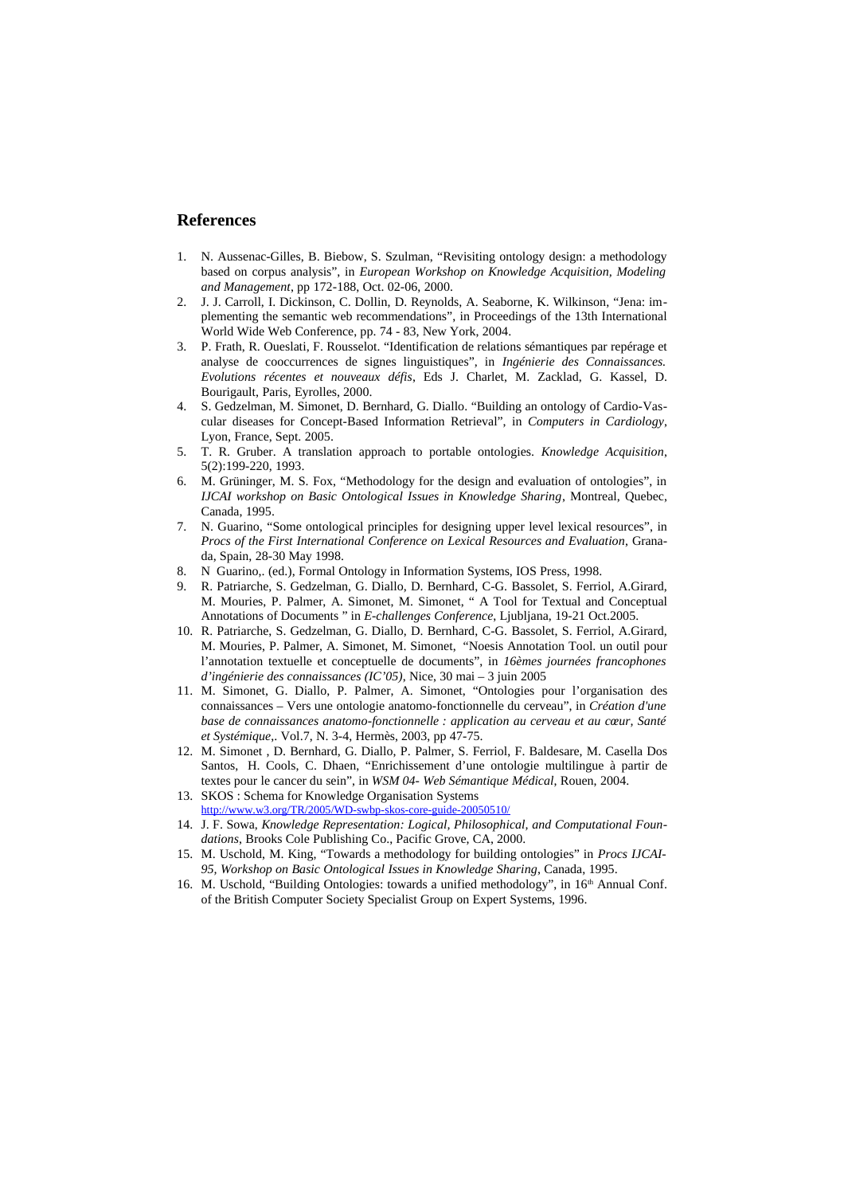## References

1. N. Aussenac-Gilles, B. Biebow, S. Szulman, "Revisiting ontology design: a methodology based on corpus analysis", in *European Workshop on Knowledge Acquisition, Modeling and Management*, pp 172-188, Oct. 02-06, 2000.
2. J. J. Carroll, I. Dickinson, C. Dollin, D. Reynolds, A. Seaborne, K. Wilkinson, "Jena: implementing the semantic web recommendations", in Proceedings of the 13th International World Wide Web Conference, pp. 74 - 83, New York, 2004.
3. P. Frath, R. Oueslati, F. Rousselot. "Identification de relations sémantiques par repérage et analyse de cooccurrences de signes linguistiques", in *Ingénierie des Connaissances. Evolutions récentes et nouveaux défis*, Eds J. Charlet, M. Zacklad, G. Kassel, D. Bourigault, Paris, Eyrolles, 2000.
4. S. Gedzelman, M. Simonet, D. Bernhard, G. Diallo. "Building an ontology of Cardio-Vascular diseases for Concept-Based Information Retrieval", in *Computers in Cardiology*, Lyon, France, Sept. 2005.
5. T. R. Gruber. A translation approach to portable ontologies. *Knowledge Acquisition*, 5(2):199-220, 1993.
6. M. Grüninger, M. S. Fox, "Methodology for the design and evaluation of ontologies", in *IJCAI workshop on Basic Ontological Issues in Knowledge Sharing*, Montreal, Quebec, Canada, 1995.
7. N. Guarino, "Some ontological principles for designing upper level lexical resources", in *Procs of the First International Conference on Lexical Resources and Evaluation*, Granada, Spain, 28-30 May 1998.
8. N Guarino,. (ed.), Formal Ontology in Information Systems, IOS Press, 1998.
9. R. Patriarche, S. Gedzelman, G. Diallo, D. Bernhard, C-G. Bassolet, S. Ferriol, A.Girard, M. Mouries, P. Palmer, A. Simonet, M. Simonet, " A Tool for Textual and Conceptual Annotations of Documents " in *E-challenges Conference*, Ljubljana, 19-21 Oct.2005.
10. R. Patriarche, S. Gedzelman, G. Diallo, D. Bernhard, C-G. Bassolet, S. Ferriol, A.Girard, M. Mouries, P. Palmer, A. Simonet, M. Simonet, "Noesis Annotation Tool. un outil pour l'annotation textuelle et conceptuelle de documents", in *16èmes journées francophones d'ingénierie des connaissances (IC'05)*, Nice, 30 mai – 3 juin 2005
11. M. Simonet, G. Diallo, P. Palmer, A. Simonet, "Ontologies pour l'organisation des connaissances – Vers une ontologie anatomo-fonctionnelle du cerveau", in *Création d'une base de connaissances anatomo-fonctionnelle : application au cerveau et au cœur, Santé et Systémique*,. Vol.7, N. 3-4, Hermès, 2003, pp 47-75.
12. M. Simonet , D. Bernhard, G. Diallo, P. Palmer, S. Ferriol, F. Baldesare, M. Casella Dos Santos, H. Cools, C. Dhaen, "Enrichissement d'une ontologie multilingue à partir de textes pour le cancer du sein", in *WSM 04- Web Sémantique Médical*, Rouen, 2004.
13. SKOS : Schema for Knowledge Organisation Systems http://www.w3.org/TR/2005/WD-swbp-skos-core-guide-20050510/
14. J. F. Sowa, *Knowledge Representation: Logical, Philosophical, and Computational Foundations*, Brooks Cole Publishing Co., Pacific Grove, CA, 2000.
15. M. Uschold, M. King, "Towards a methodology for building ontologies" in *Procs IJCAI-95, Workshop on Basic Ontological Issues in Knowledge Sharing*, Canada, 1995.
16. M. Uschold, "Building Ontologies: towards a unified methodology", in 16th Annual Conf. of the British Computer Society Specialist Group on Expert Systems, 1996.